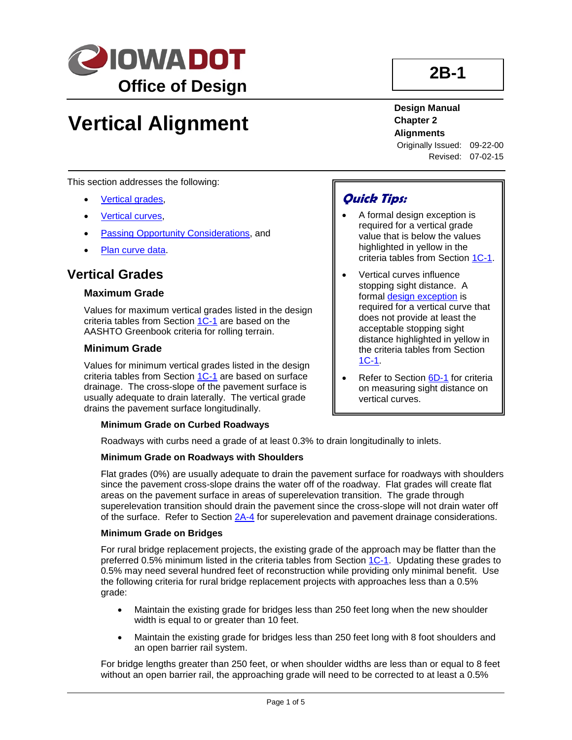**IOWA DOT**
**Office of Design**

**2B-1**

# Vertical Alignment

**Design Manual**
**Chapter 2**
**Alignments**

Originally Issued: 09-22-00
Revised: 07-02-15

This section addresses the following:

- Vertical grades,
- Vertical curves,
- Passing Opportunity Considerations, and
- Plan curve data.

> ***Quick Tips:***
>
> - A formal design exception is required for a vertical grade value that is below the values highlighted in yellow in the criteria tables from Section 1C-1.
> - Vertical curves influence stopping sight distance. A formal design exception is required for a vertical curve that does not provide at least the acceptable stopping sight distance highlighted in yellow in the criteria tables from Section 1C-1.
> - Refer to Section 6D-1 for criteria on measuring sight distance on vertical curves.

## Vertical Grades

### Maximum Grade

Values for maximum vertical grades listed in the design criteria tables from Section 1C-1 are based on the AASHTO Greenbook criteria for rolling terrain.

### Minimum Grade

Values for minimum vertical grades listed in the design criteria tables from Section 1C-1 are based on surface drainage. The cross-slope of the pavement surface is usually adequate to drain laterally. The vertical grade drains the pavement surface longitudinally.

#### Minimum Grade on Curbed Roadways

Roadways with curbs need a grade of at least 0.3% to drain longitudinally to inlets.

#### Minimum Grade on Roadways with Shoulders

Flat grades (0%) are usually adequate to drain the pavement surface for roadways with shoulders since the pavement cross-slope drains the water off of the roadway. Flat grades will create flat areas on the pavement surface in areas of superelevation transition. The grade through superelevation transition should drain the pavement since the cross-slope will not drain water off of the surface. Refer to Section 2A-4 for superelevation and pavement drainage considerations.

#### Minimum Grade on Bridges

For rural bridge replacement projects, the existing grade of the approach may be flatter than the preferred 0.5% minimum listed in the criteria tables from Section 1C-1. Updating these grades to 0.5% may need several hundred feet of reconstruction while providing only minimal benefit. Use the following criteria for rural bridge replacement projects with approaches less than a 0.5% grade:

- Maintain the existing grade for bridges less than 250 feet long when the new shoulder width is equal to or greater than 10 feet.
- Maintain the existing grade for bridges less than 250 feet long with 8 foot shoulders and an open barrier rail system.

For bridge lengths greater than 250 feet, or when shoulder widths are less than or equal to 8 feet without an open barrier rail, the approaching grade will need to be corrected to at least a 0.5%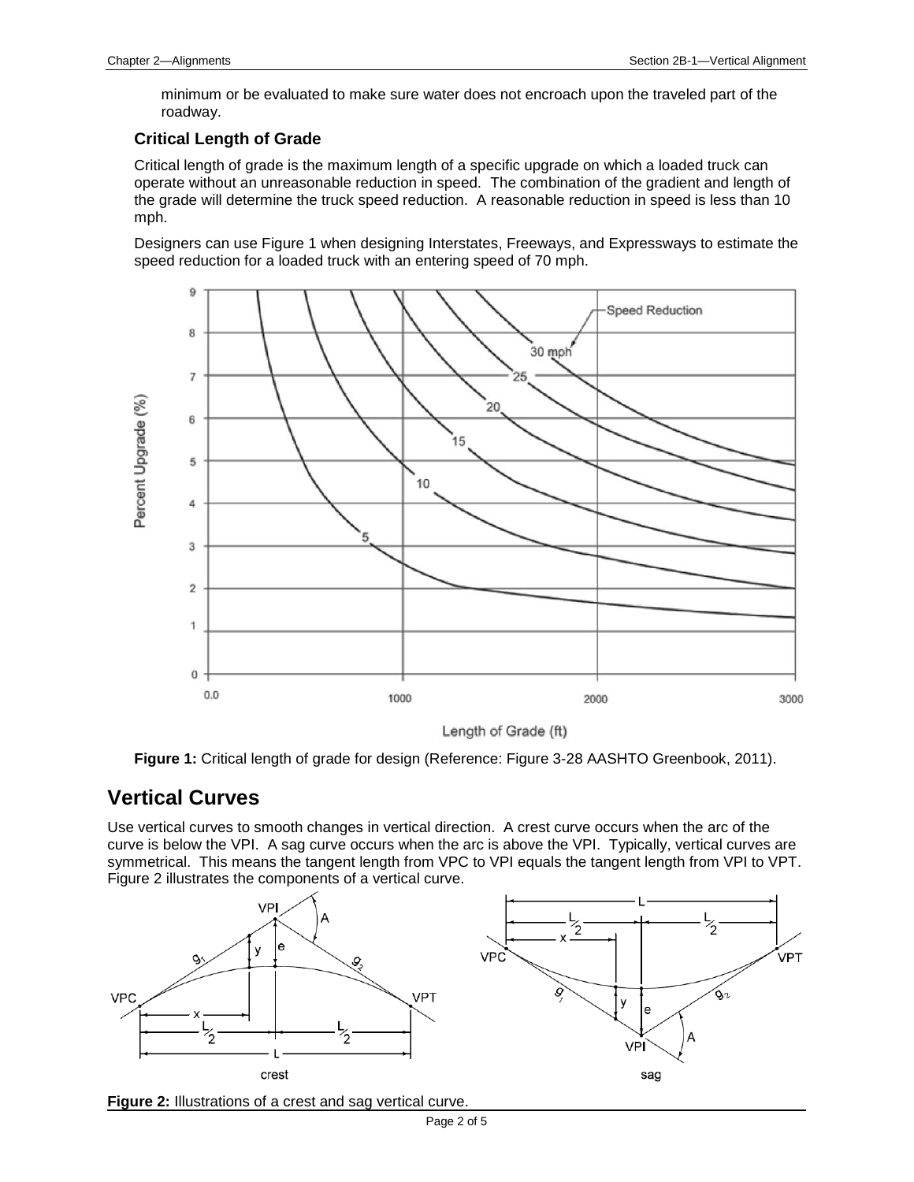minimum or be evaluated to make sure water does not encroach upon the traveled part of the roadway.

### Critical Length of Grade

Critical length of grade is the maximum length of a specific upgrade on which a loaded truck can operate without an unreasonable reduction in speed. The combination of the gradient and length of the grade will determine the truck speed reduction. A reasonable reduction in speed is less than 10 mph.

Designers can use Figure 1 when designing Interstates, Freeways, and Expressways to estimate the speed reduction for a loaded truck with an entering speed of 70 mph.

**Figure 1:** Critical length of grade for design (Reference: Figure 3-28 AASHTO Greenbook, 2011).

## Vertical Curves

Use vertical curves to smooth changes in vertical direction. A crest curve occurs when the arc of the curve is below the VPI. A sag curve occurs when the arc is above the VPI. Typically, vertical curves are symmetrical. This means the tangent length from VPC to VPI equals the tangent length from VPI to VPT. Figure 2 illustrates the components of a vertical curve.

**Figure 2:** Illustrations of a crest and sag vertical curve.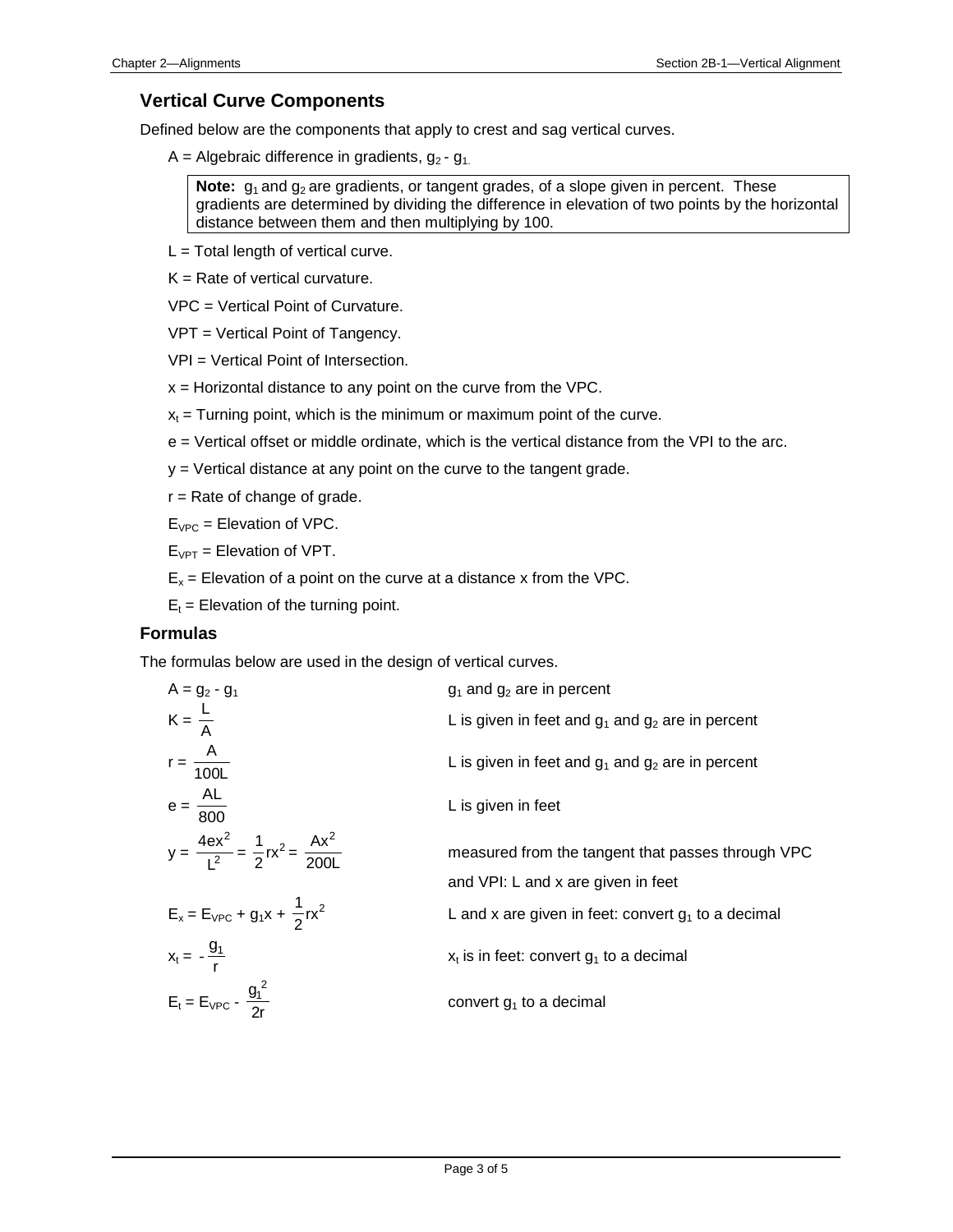## Vertical Curve Components

Defined below are the components that apply to crest and sag vertical curves.

$A$ = Algebraic difference in gradients, $g_2 - g_1$.

> **Note:** $g_1$ and $g_2$ are gradients, or tangent grades, of a slope given in percent. These gradients are determined by dividing the difference in elevation of two points by the horizontal distance between them and then multiplying by 100.

$L$ = Total length of vertical curve.

$K$ = Rate of vertical curvature.

VPC = Vertical Point of Curvature.

VPT = Vertical Point of Tangency.

VPI = Vertical Point of Intersection.

$x$ = Horizontal distance to any point on the curve from the VPC.

$x_t$ = Turning point, which is the minimum or maximum point of the curve.

$e$ = Vertical offset or middle ordinate, which is the vertical distance from the VPI to the arc.

$y$ = Vertical distance at any point on the curve to the tangent grade.

$r$ = Rate of change of grade.

$E_{VPC}$ = Elevation of VPC.

$E_{VPT}$ = Elevation of VPT.

$E_x$ = Elevation of a point on the curve at a distance x from the VPC.

$E_t$ = Elevation of the turning point.

### Formulas

The formulas below are used in the design of vertical curves.

| Formula | Notes |
|---|---|
| $A = g_2 - g_1$ | $g_1$ and $g_2$ are in percent |
| $K = \dfrac{L}{A}$ | L is given in feet and $g_1$ and $g_2$ are in percent |
| $r = \dfrac{A}{100L}$ | L is given in feet and $g_1$ and $g_2$ are in percent |
| $e = \dfrac{AL}{800}$ | L is given in feet |
| $y = \dfrac{4ex^2}{L^2} = \dfrac{1}{2}rx^2 = \dfrac{Ax^2}{200L}$ | measured from the tangent that passes through VPC and VPI: L and x are given in feet |
| $E_x = E_{VPC} + g_1x + \dfrac{1}{2}rx^2$ | L and x are given in feet: convert $g_1$ to a decimal |
| $x_t = -\dfrac{g_1}{r}$ | $x_t$ is in feet: convert $g_1$ to a decimal |
| $E_t = E_{VPC} - \dfrac{g_1^2}{2r}$ | convert $g_1$ to a decimal |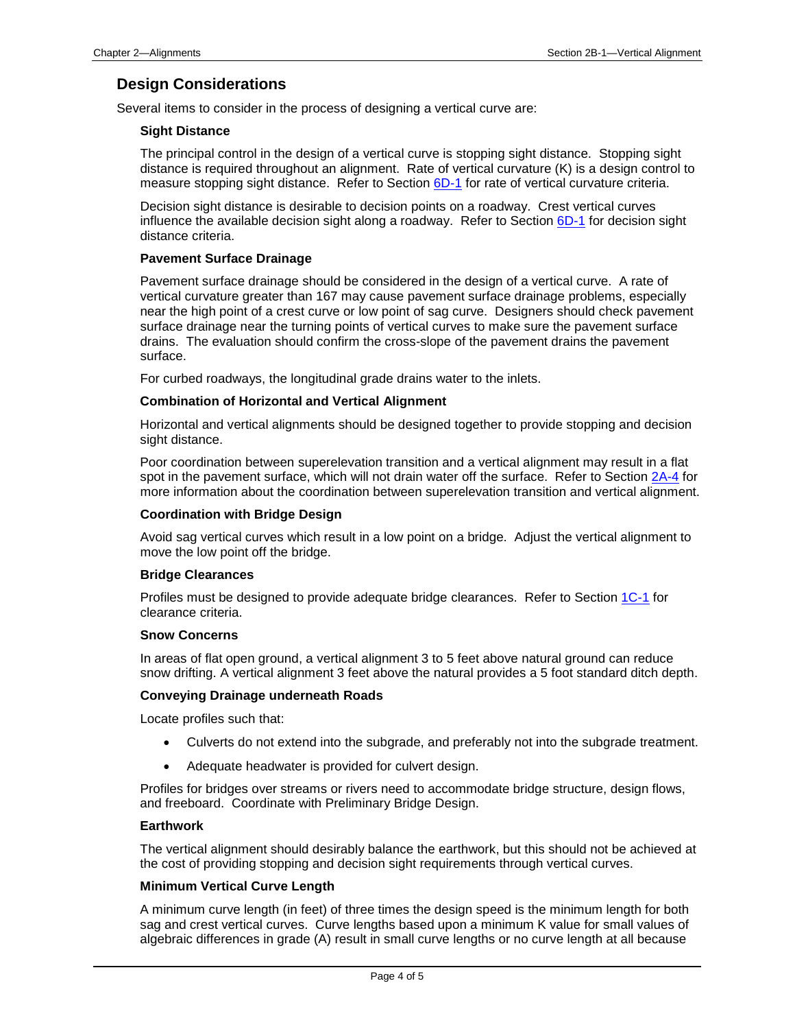## Design Considerations

Several items to consider in the process of designing a vertical curve are:

### Sight Distance

The principal control in the design of a vertical curve is stopping sight distance. Stopping sight distance is required throughout an alignment. Rate of vertical curvature (K) is a design control to measure stopping sight distance. Refer to Section 6D-1 for rate of vertical curvature criteria.

Decision sight distance is desirable to decision points on a roadway. Crest vertical curves influence the available decision sight along a roadway. Refer to Section 6D-1 for decision sight distance criteria.

### Pavement Surface Drainage

Pavement surface drainage should be considered in the design of a vertical curve. A rate of vertical curvature greater than 167 may cause pavement surface drainage problems, especially near the high point of a crest curve or low point of sag curve. Designers should check pavement surface drainage near the turning points of vertical curves to make sure the pavement surface drains. The evaluation should confirm the cross-slope of the pavement drains the pavement surface.

For curbed roadways, the longitudinal grade drains water to the inlets.

### Combination of Horizontal and Vertical Alignment

Horizontal and vertical alignments should be designed together to provide stopping and decision sight distance.

Poor coordination between superelevation transition and a vertical alignment may result in a flat spot in the pavement surface, which will not drain water off the surface. Refer to Section 2A-4 for more information about the coordination between superelevation transition and vertical alignment.

### Coordination with Bridge Design

Avoid sag vertical curves which result in a low point on a bridge. Adjust the vertical alignment to move the low point off the bridge.

### Bridge Clearances

Profiles must be designed to provide adequate bridge clearances. Refer to Section 1C-1 for clearance criteria.

### Snow Concerns

In areas of flat open ground, a vertical alignment 3 to 5 feet above natural ground can reduce snow drifting. A vertical alignment 3 feet above the natural provides a 5 foot standard ditch depth.

### Conveying Drainage underneath Roads

Locate profiles such that:

- Culverts do not extend into the subgrade, and preferably not into the subgrade treatment.
- Adequate headwater is provided for culvert design.

Profiles for bridges over streams or rivers need to accommodate bridge structure, design flows, and freeboard. Coordinate with Preliminary Bridge Design.

### Earthwork

The vertical alignment should desirably balance the earthwork, but this should not be achieved at the cost of providing stopping and decision sight requirements through vertical curves.

### Minimum Vertical Curve Length

A minimum curve length (in feet) of three times the design speed is the minimum length for both sag and crest vertical curves. Curve lengths based upon a minimum K value for small values of algebraic differences in grade (A) result in small curve lengths or no curve length at all because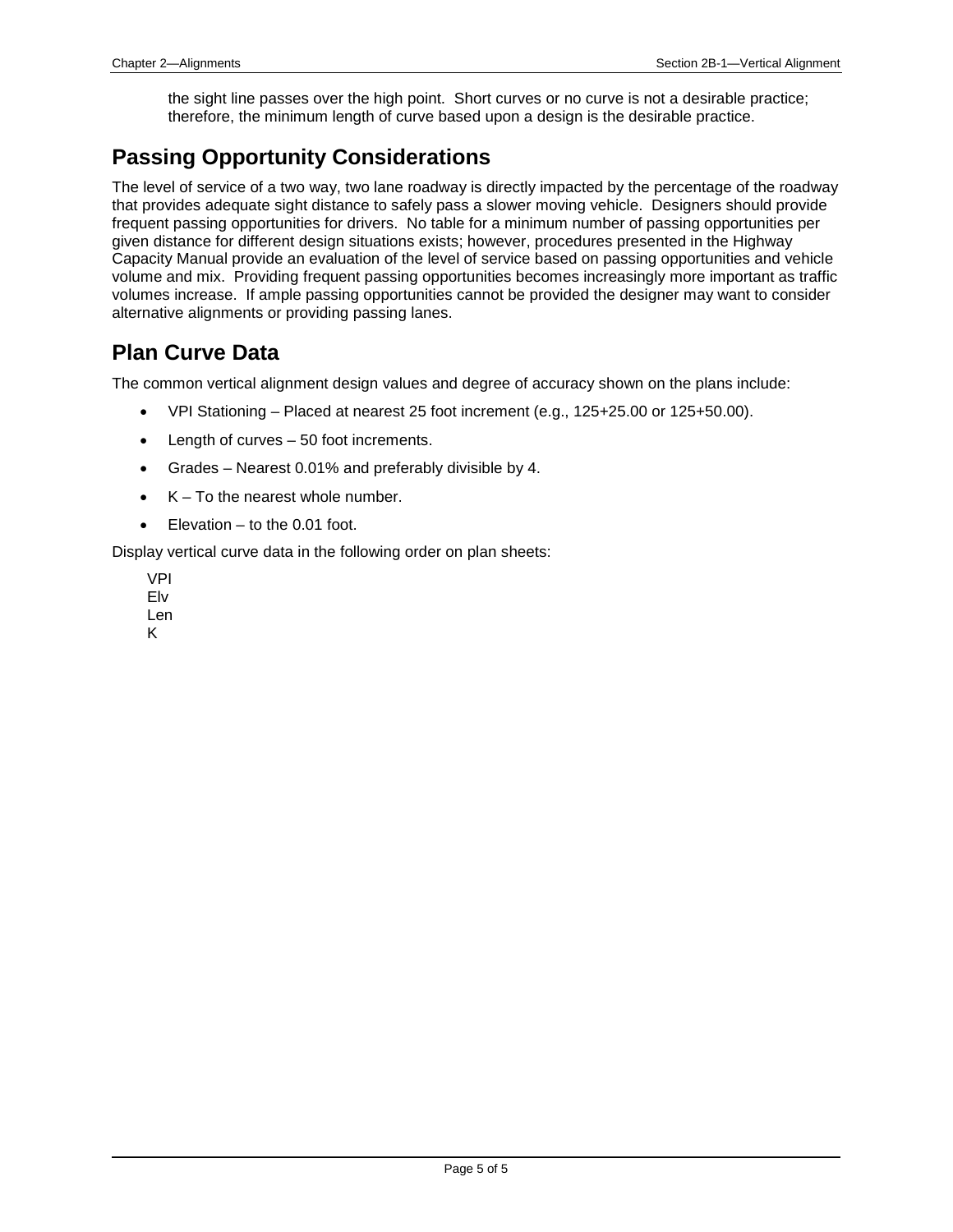the sight line passes over the high point. Short curves or no curve is not a desirable practice; therefore, the minimum length of curve based upon a design is the desirable practice.

## Passing Opportunity Considerations

The level of service of a two way, two lane roadway is directly impacted by the percentage of the roadway that provides adequate sight distance to safely pass a slower moving vehicle. Designers should provide frequent passing opportunities for drivers. No table for a minimum number of passing opportunities per given distance for different design situations exists; however, procedures presented in the Highway Capacity Manual provide an evaluation of the level of service based on passing opportunities and vehicle volume and mix. Providing frequent passing opportunities becomes increasingly more important as traffic volumes increase. If ample passing opportunities cannot be provided the designer may want to consider alternative alignments or providing passing lanes.

## Plan Curve Data

The common vertical alignment design values and degree of accuracy shown on the plans include:

- VPI Stationing – Placed at nearest 25 foot increment (e.g., 125+25.00 or 125+50.00).
- Length of curves – 50 foot increments.
- Grades – Nearest 0.01% and preferably divisible by 4.
- K – To the nearest whole number.
- Elevation – to the 0.01 foot.

Display vertical curve data in the following order on plan sheets:

VPI
Elv
Len
K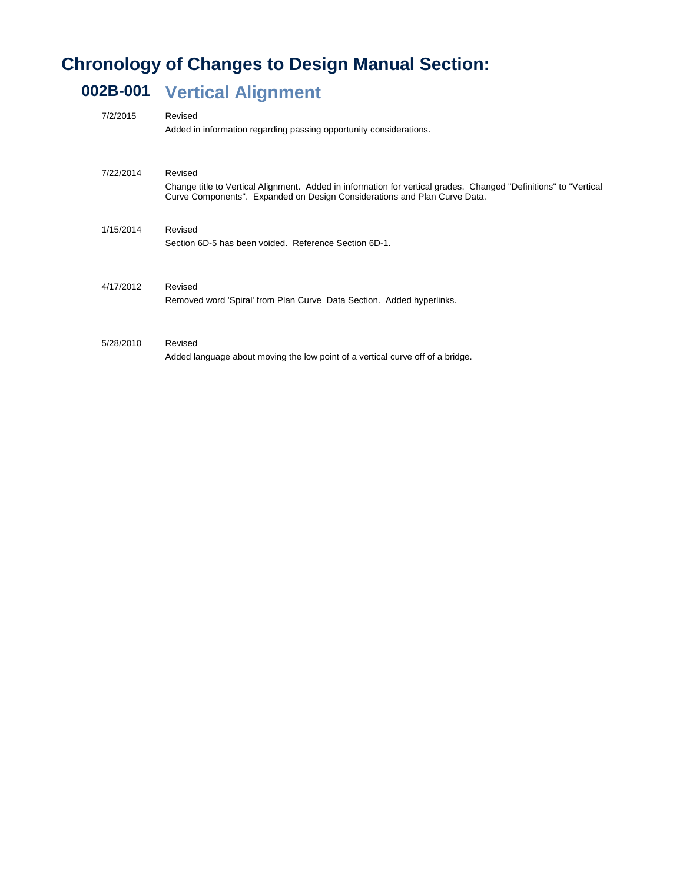# Chronology of Changes to Design Manual Section:

## 002B-001 Vertical Alignment

7/2/2015 Revised

Added in information regarding passing opportunity considerations.

7/22/2014 Revised

Change title to Vertical Alignment. Added in information for vertical grades. Changed "Definitions" to "Vertical Curve Components". Expanded on Design Considerations and Plan Curve Data.

1/15/2014 Revised

Section 6D-5 has been voided. Reference Section 6D-1.

4/17/2012 Revised

Removed word 'Spiral' from Plan Curve Data Section. Added hyperlinks.

5/28/2010 Revised

Added language about moving the low point of a vertical curve off of a bridge.